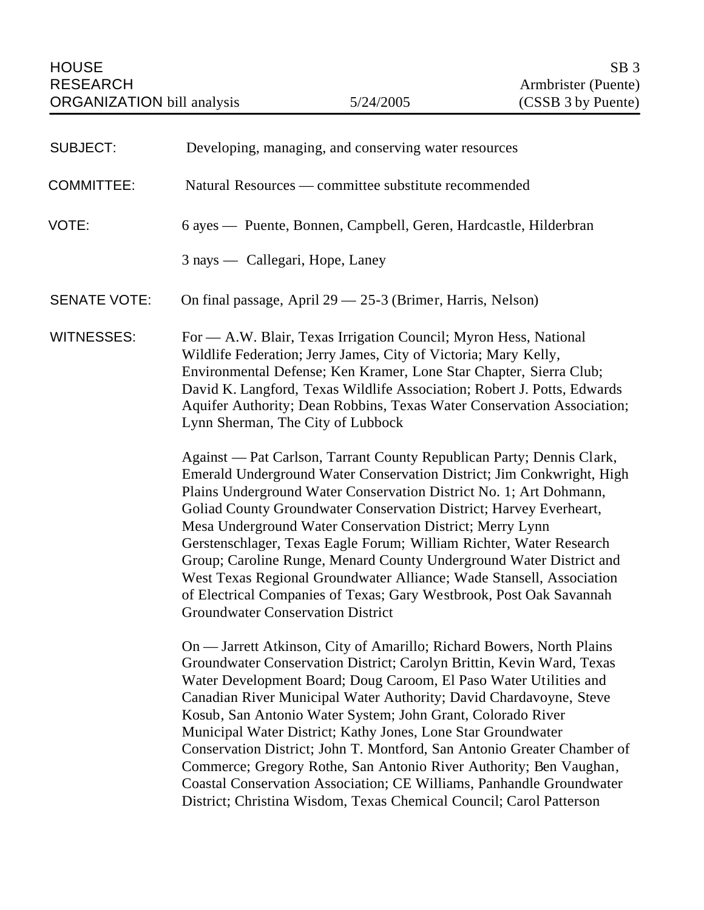| HOUSE RESEARCH ORGANIZATION bill analysis | 5/24/2005 | SB 3 Armbrister (Puente) (CSSB 3 by Puente) |
|---|---|---|

SUBJECT: Developing, managing, and conserving water resources

COMMITTEE: Natural Resources — committee substitute recommended

VOTE: 6 ayes — Puente, Bonnen, Campbell, Geren, Hardcastle, Hilderbran

3 nays — Callegari, Hope, Laney

SENATE VOTE: On final passage, April 29 — 25-3 (Brimer, Harris, Nelson)

WITNESSES: For — A.W. Blair, Texas Irrigation Council; Myron Hess, National Wildlife Federation; Jerry James, City of Victoria; Mary Kelly, Environmental Defense; Ken Kramer, Lone Star Chapter, Sierra Club; David K. Langford, Texas Wildlife Association; Robert J. Potts, Edwards Aquifer Authority; Dean Robbins, Texas Water Conservation Association; Lynn Sherman, The City of Lubbock

Against — Pat Carlson, Tarrant County Republican Party; Dennis Clark, Emerald Underground Water Conservation District; Jim Conkwright, High Plains Underground Water Conservation District No. 1; Art Dohmann, Goliad County Groundwater Conservation District; Harvey Everheart, Mesa Underground Water Conservation District; Merry Lynn Gerstenschlager, Texas Eagle Forum; William Richter, Water Research Group; Caroline Runge, Menard County Underground Water District and West Texas Regional Groundwater Alliance; Wade Stansell, Association of Electrical Companies of Texas; Gary Westbrook, Post Oak Savannah Groundwater Conservation District

On — Jarrett Atkinson, City of Amarillo; Richard Bowers, North Plains Groundwater Conservation District; Carolyn Brittin, Kevin Ward, Texas Water Development Board; Doug Caroom, El Paso Water Utilities and Canadian River Municipal Water Authority; David Chardavoyne, Steve Kosub, San Antonio Water System; John Grant, Colorado River Municipal Water District; Kathy Jones, Lone Star Groundwater Conservation District; John T. Montford, San Antonio Greater Chamber of Commerce; Gregory Rothe, San Antonio River Authority; Ben Vaughan, Coastal Conservation Association; CE Williams, Panhandle Groundwater District; Christina Wisdom, Texas Chemical Council; Carol Patterson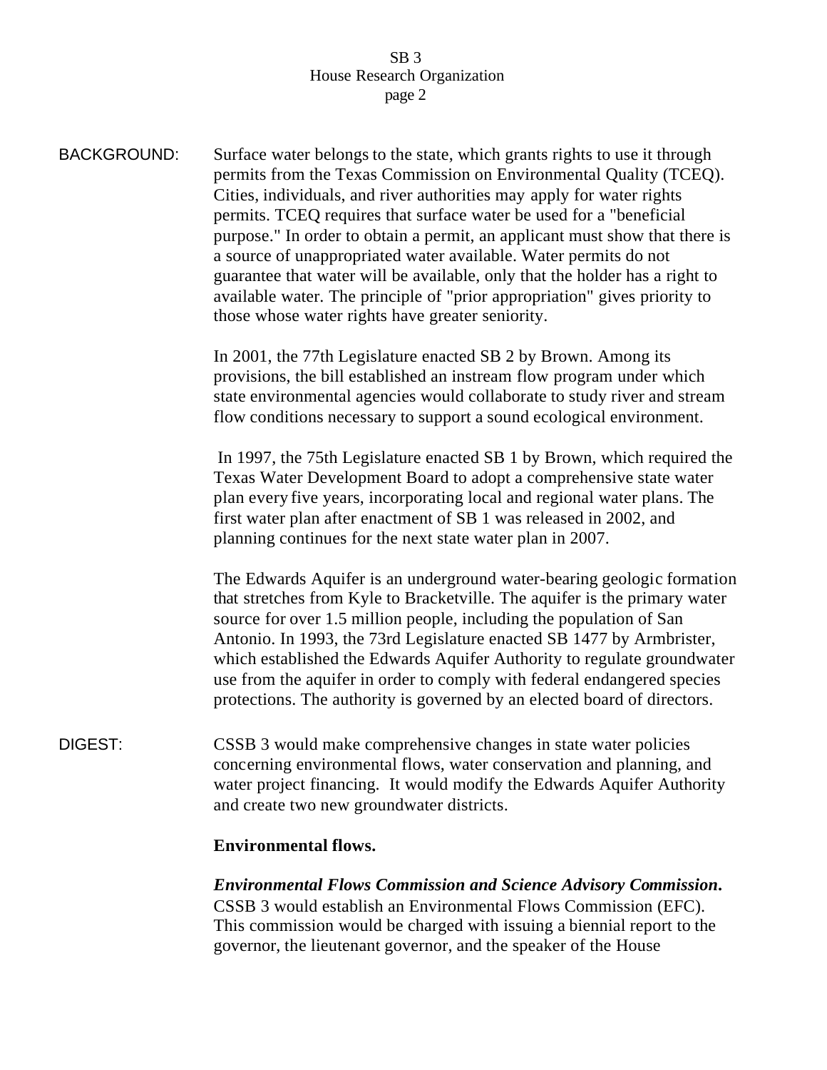**BACKGROUND:** Surface water belongs to the state, which grants rights to use it through permits from the Texas Commission on Environmental Quality (TCEQ). Cities, individuals, and river authorities may apply for water rights permits. TCEQ requires that surface water be used for a "beneficial purpose." In order to obtain a permit, an applicant must show that there is a source of unappropriated water available. Water permits do not guarantee that water will be available, only that the holder has a right to available water. The principle of "prior appropriation" gives priority to those whose water rights have greater seniority.

In 2001, the 77th Legislature enacted SB 2 by Brown. Among its provisions, the bill established an instream flow program under which state environmental agencies would collaborate to study river and stream flow conditions necessary to support a sound ecological environment.

In 1997, the 75th Legislature enacted SB 1 by Brown, which required the Texas Water Development Board to adopt a comprehensive state water plan every five years, incorporating local and regional water plans. The first water plan after enactment of SB 1 was released in 2002, and planning continues for the next state water plan in 2007.

The Edwards Aquifer is an underground water-bearing geologic formation that stretches from Kyle to Bracketville. The aquifer is the primary water source for over 1.5 million people, including the population of San Antonio. In 1993, the 73rd Legislature enacted SB 1477 by Armbrister, which established the Edwards Aquifer Authority to regulate groundwater use from the aquifer in order to comply with federal endangered species protections. The authority is governed by an elected board of directors.

**DIGEST:** CSSB 3 would make comprehensive changes in state water policies concerning environmental flows, water conservation and planning, and water project financing. It would modify the Edwards Aquifer Authority and create two new groundwater districts.

**Environmental flows.**

***Environmental Flows Commission and Science Advisory Commission.*** CSSB 3 would establish an Environmental Flows Commission (EFC). This commission would be charged with issuing a biennial report to the governor, the lieutenant governor, and the speaker of the House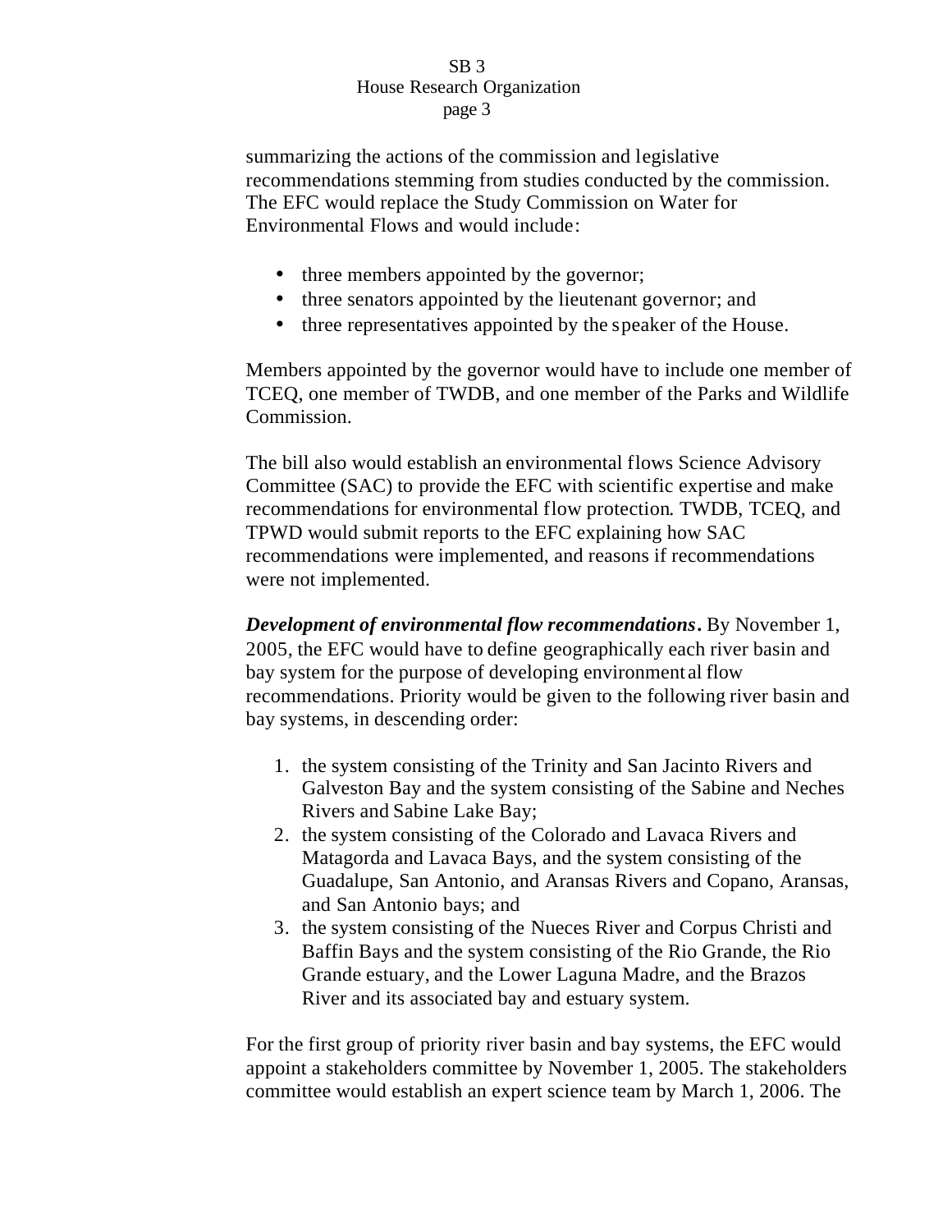summarizing the actions of the commission and legislative recommendations stemming from studies conducted by the commission. The EFC would replace the Study Commission on Water for Environmental Flows and would include:

- three members appointed by the governor;
- three senators appointed by the lieutenant governor; and
- three representatives appointed by the speaker of the House.

Members appointed by the governor would have to include one member of TCEQ, one member of TWDB, and one member of the Parks and Wildlife Commission.

The bill also would establish an environmental flows Science Advisory Committee (SAC) to provide the EFC with scientific expertise and make recommendations for environmental flow protection. TWDB, TCEQ, and TPWD would submit reports to the EFC explaining how SAC recommendations were implemented, and reasons if recommendations were not implemented.

***Development of environmental flow recommendations.*** By November 1, 2005, the EFC would have to define geographically each river basin and bay system for the purpose of developing environmental flow recommendations. Priority would be given to the following river basin and bay systems, in descending order:

1. the system consisting of the Trinity and San Jacinto Rivers and Galveston Bay and the system consisting of the Sabine and Neches Rivers and Sabine Lake Bay;
2. the system consisting of the Colorado and Lavaca Rivers and Matagorda and Lavaca Bays, and the system consisting of the Guadalupe, San Antonio, and Aransas Rivers and Copano, Aransas, and San Antonio bays; and
3. the system consisting of the Nueces River and Corpus Christi and Baffin Bays and the system consisting of the Rio Grande, the Rio Grande estuary, and the Lower Laguna Madre, and the Brazos River and its associated bay and estuary system.

For the first group of priority river basin and bay systems, the EFC would appoint a stakeholders committee by November 1, 2005. The stakeholders committee would establish an expert science team by March 1, 2006. The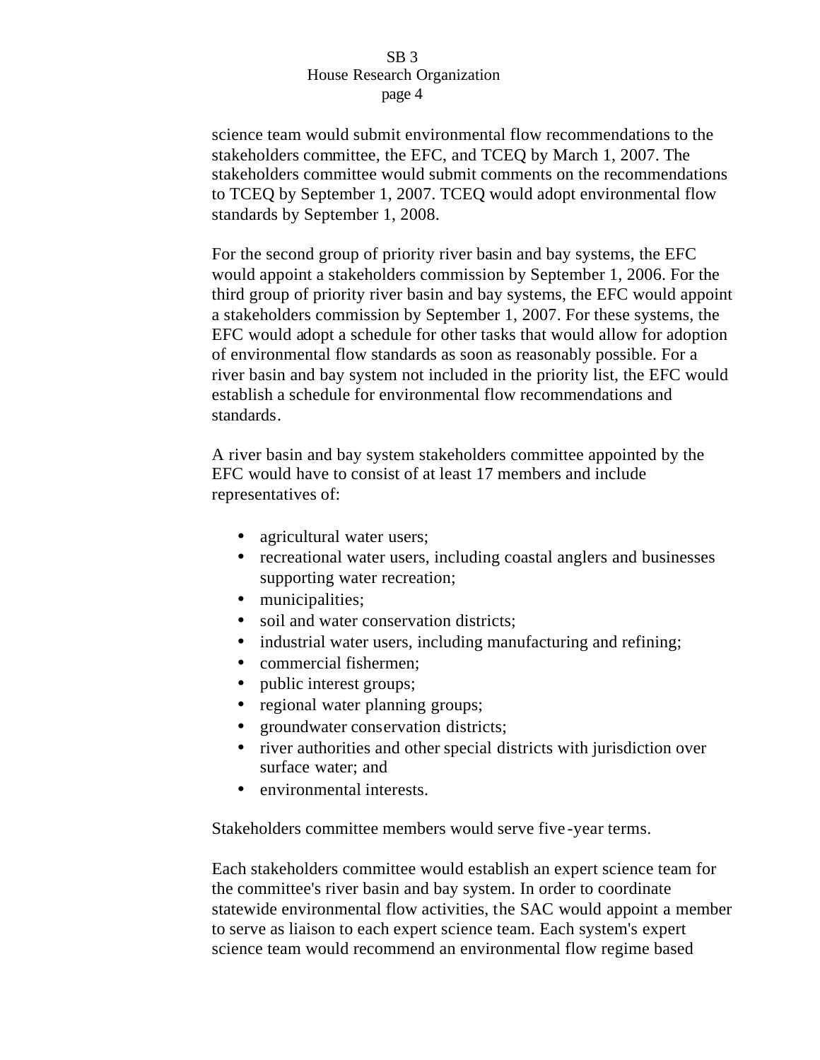science team would submit environmental flow recommendations to the stakeholders committee, the EFC, and TCEQ by March 1, 2007. The stakeholders committee would submit comments on the recommendations to TCEQ by September 1, 2007. TCEQ would adopt environmental flow standards by September 1, 2008.

For the second group of priority river basin and bay systems, the EFC would appoint a stakeholders commission by September 1, 2006. For the third group of priority river basin and bay systems, the EFC would appoint a stakeholders commission by September 1, 2007. For these systems, the EFC would adopt a schedule for other tasks that would allow for adoption of environmental flow standards as soon as reasonably possible. For a river basin and bay system not included in the priority list, the EFC would establish a schedule for environmental flow recommendations and standards.

A river basin and bay system stakeholders committee appointed by the EFC would have to consist of at least 17 members and include representatives of:

- agricultural water users;
- recreational water users, including coastal anglers and businesses supporting water recreation;
- municipalities;
- soil and water conservation districts;
- industrial water users, including manufacturing and refining;
- commercial fishermen;
- public interest groups;
- regional water planning groups;
- groundwater conservation districts;
- river authorities and other special districts with jurisdiction over surface water; and
- environmental interests.

Stakeholders committee members would serve five-year terms.

Each stakeholders committee would establish an expert science team for the committee's river basin and bay system. In order to coordinate statewide environmental flow activities, the SAC would appoint a member to serve as liaison to each expert science team. Each system's expert science team would recommend an environmental flow regime based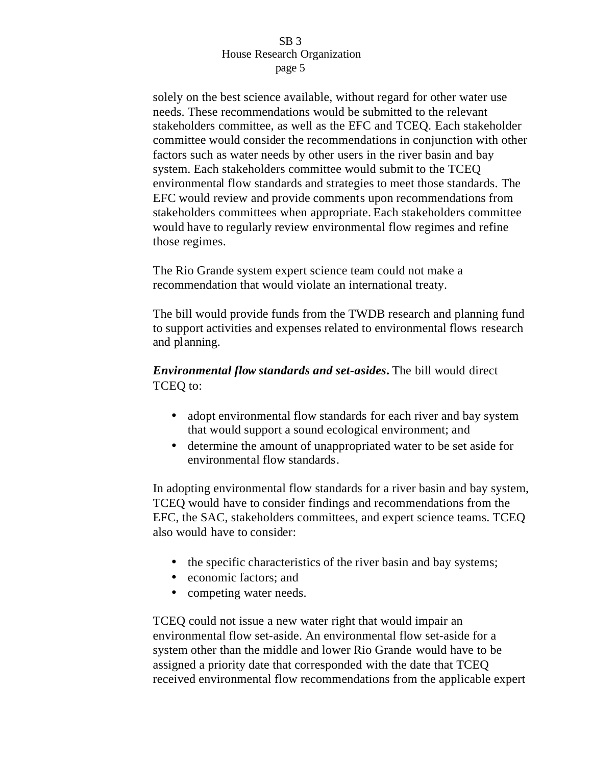solely on the best science available, without regard for other water use needs. These recommendations would be submitted to the relevant stakeholders committee, as well as the EFC and TCEQ. Each stakeholder committee would consider the recommendations in conjunction with other factors such as water needs by other users in the river basin and bay system. Each stakeholders committee would submit to the TCEQ environmental flow standards and strategies to meet those standards. The EFC would review and provide comments upon recommendations from stakeholders committees when appropriate. Each stakeholders committee would have to regularly review environmental flow regimes and refine those regimes.

The Rio Grande system expert science team could not make a recommendation that would violate an international treaty.

The bill would provide funds from the TWDB research and planning fund to support activities and expenses related to environmental flows research and planning.

***Environmental flow standards and set-asides.*** The bill would direct TCEQ to:

- adopt environmental flow standards for each river and bay system that would support a sound ecological environment; and
- determine the amount of unappropriated water to be set aside for environmental flow standards.

In adopting environmental flow standards for a river basin and bay system, TCEQ would have to consider findings and recommendations from the EFC, the SAC, stakeholders committees, and expert science teams. TCEQ also would have to consider:

- the specific characteristics of the river basin and bay systems;
- economic factors; and
- competing water needs.

TCEQ could not issue a new water right that would impair an environmental flow set-aside. An environmental flow set-aside for a system other than the middle and lower Rio Grande would have to be assigned a priority date that corresponded with the date that TCEQ received environmental flow recommendations from the applicable expert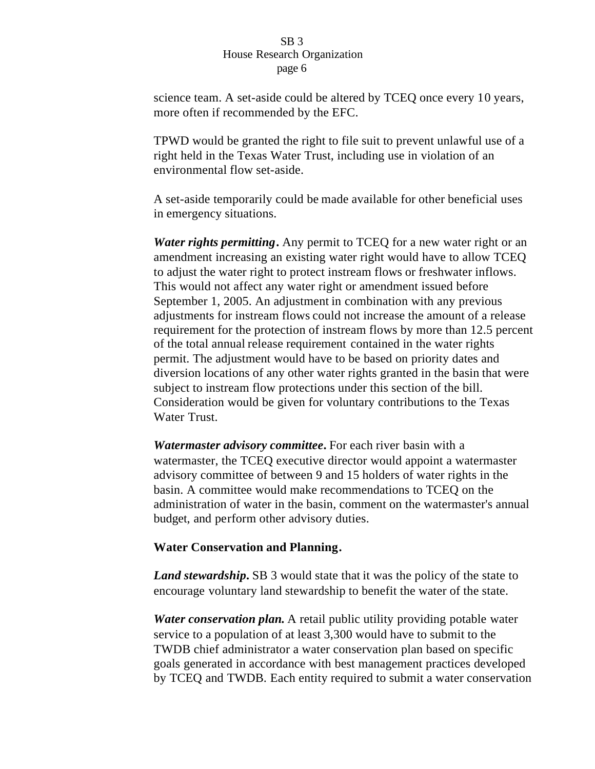science team. A set-aside could be altered by TCEQ once every 10 years, more often if recommended by the EFC.

TPWD would be granted the right to file suit to prevent unlawful use of a right held in the Texas Water Trust, including use in violation of an environmental flow set-aside.

A set-aside temporarily could be made available for other beneficial uses in emergency situations.

***Water rights permitting.*** Any permit to TCEQ for a new water right or an amendment increasing an existing water right would have to allow TCEQ to adjust the water right to protect instream flows or freshwater inflows. This would not affect any water right or amendment issued before September 1, 2005. An adjustment in combination with any previous adjustments for instream flows could not increase the amount of a release requirement for the protection of instream flows by more than 12.5 percent of the total annual release requirement contained in the water rights permit. The adjustment would have to be based on priority dates and diversion locations of any other water rights granted in the basin that were subject to instream flow protections under this section of the bill. Consideration would be given for voluntary contributions to the Texas Water Trust.

***Watermaster advisory committee.*** For each river basin with a watermaster, the TCEQ executive director would appoint a watermaster advisory committee of between 9 and 15 holders of water rights in the basin. A committee would make recommendations to TCEQ on the administration of water in the basin, comment on the watermaster's annual budget, and perform other advisory duties.

**Water Conservation and Planning.**

***Land stewardship.*** SB 3 would state that it was the policy of the state to encourage voluntary land stewardship to benefit the water of the state.

***Water conservation plan.*** A retail public utility providing potable water service to a population of at least 3,300 would have to submit to the TWDB chief administrator a water conservation plan based on specific goals generated in accordance with best management practices developed by TCEQ and TWDB. Each entity required to submit a water conservation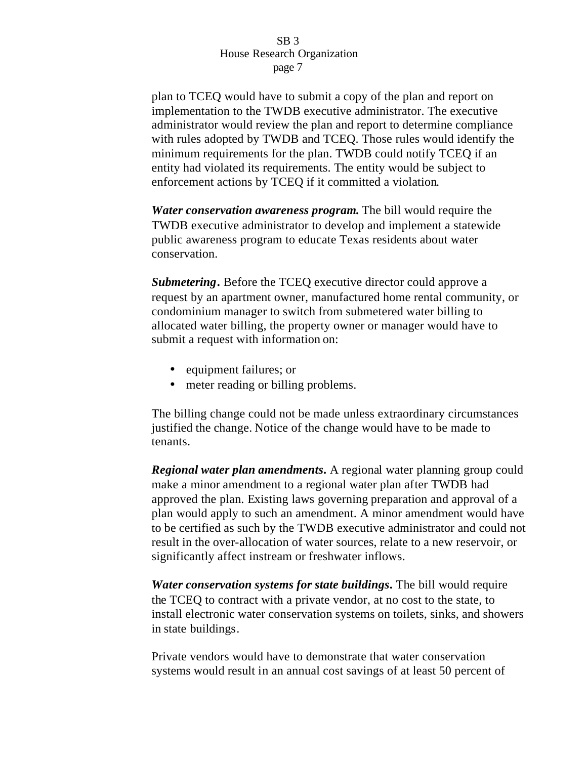plan to TCEQ would have to submit a copy of the plan and report on implementation to the TWDB executive administrator. The executive administrator would review the plan and report to determine compliance with rules adopted by TWDB and TCEQ. Those rules would identify the minimum requirements for the plan. TWDB could notify TCEQ if an entity had violated its requirements. The entity would be subject to enforcement actions by TCEQ if it committed a violation.

***Water conservation awareness program.*** The bill would require the TWDB executive administrator to develop and implement a statewide public awareness program to educate Texas residents about water conservation.

***Submetering.*** Before the TCEQ executive director could approve a request by an apartment owner, manufactured home rental community, or condominium manager to switch from submetered water billing to allocated water billing, the property owner or manager would have to submit a request with information on:

- equipment failures; or
- meter reading or billing problems.

The billing change could not be made unless extraordinary circumstances justified the change. Notice of the change would have to be made to tenants.

***Regional water plan amendments.*** A regional water planning group could make a minor amendment to a regional water plan after TWDB had approved the plan. Existing laws governing preparation and approval of a plan would apply to such an amendment. A minor amendment would have to be certified as such by the TWDB executive administrator and could not result in the over-allocation of water sources, relate to a new reservoir, or significantly affect instream or freshwater inflows.

***Water conservation systems for state buildings.*** The bill would require the TCEQ to contract with a private vendor, at no cost to the state, to install electronic water conservation systems on toilets, sinks, and showers in state buildings.

Private vendors would have to demonstrate that water conservation systems would result in an annual cost savings of at least 50 percent of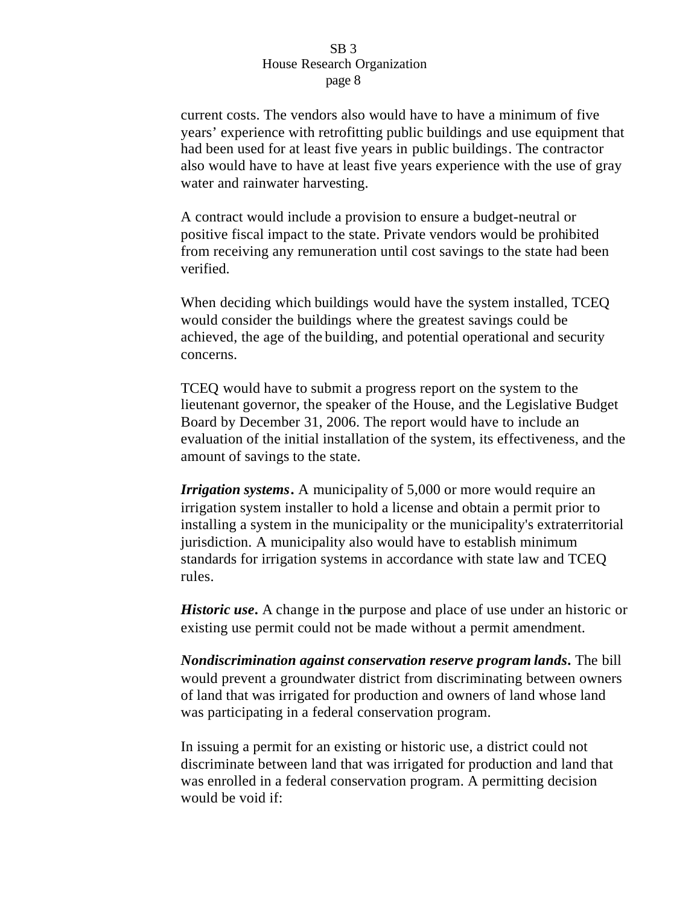current costs. The vendors also would have to have a minimum of five years' experience with retrofitting public buildings and use equipment that had been used for at least five years in public buildings. The contractor also would have to have at least five years experience with the use of gray water and rainwater harvesting.

A contract would include a provision to ensure a budget-neutral or positive fiscal impact to the state. Private vendors would be prohibited from receiving any remuneration until cost savings to the state had been verified.

When deciding which buildings would have the system installed, TCEQ would consider the buildings where the greatest savings could be achieved, the age of the building, and potential operational and security concerns.

TCEQ would have to submit a progress report on the system to the lieutenant governor, the speaker of the House, and the Legislative Budget Board by December 31, 2006. The report would have to include an evaluation of the initial installation of the system, its effectiveness, and the amount of savings to the state.

***Irrigation systems.*** A municipality of 5,000 or more would require an irrigation system installer to hold a license and obtain a permit prior to installing a system in the municipality or the municipality's extraterritorial jurisdiction. A municipality also would have to establish minimum standards for irrigation systems in accordance with state law and TCEQ rules.

***Historic use.*** A change in the purpose and place of use under an historic or existing use permit could not be made without a permit amendment.

***Nondiscrimination against conservation reserve program lands.*** The bill would prevent a groundwater district from discriminating between owners of land that was irrigated for production and owners of land whose land was participating in a federal conservation program.

In issuing a permit for an existing or historic use, a district could not discriminate between land that was irrigated for production and land that was enrolled in a federal conservation program. A permitting decision would be void if: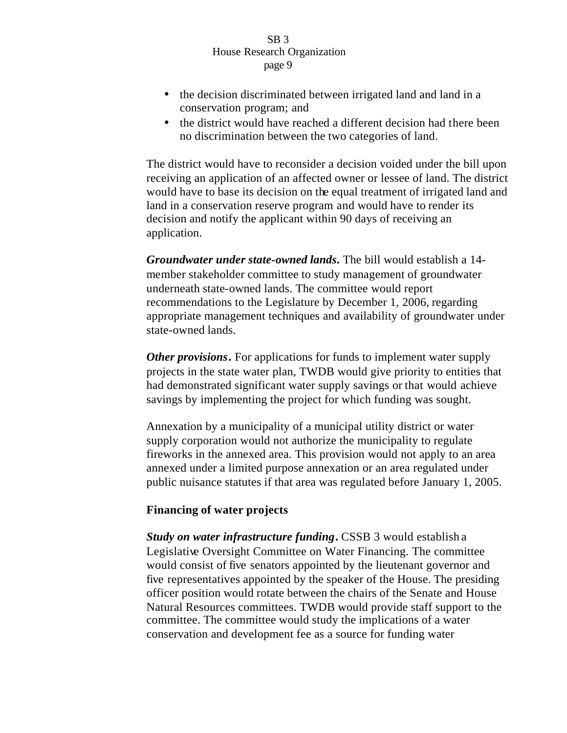- the decision discriminated between irrigated land and land in a conservation program; and
- the district would have reached a different decision had there been no discrimination between the two categories of land.

The district would have to reconsider a decision voided under the bill upon receiving an application of an affected owner or lessee of land. The district would have to base its decision on the equal treatment of irrigated land and land in a conservation reserve program and would have to render its decision and notify the applicant within 90 days of receiving an application.

***Groundwater under state-owned lands.*** The bill would establish a 14-member stakeholder committee to study management of groundwater underneath state-owned lands. The committee would report recommendations to the Legislature by December 1, 2006, regarding appropriate management techniques and availability of groundwater under state-owned lands.

***Other provisions.*** For applications for funds to implement water supply projects in the state water plan, TWDB would give priority to entities that had demonstrated significant water supply savings or that would achieve savings by implementing the project for which funding was sought.

Annexation by a municipality of a municipal utility district or water supply corporation would not authorize the municipality to regulate fireworks in the annexed area. This provision would not apply to an area annexed under a limited purpose annexation or an area regulated under public nuisance statutes if that area was regulated before January 1, 2005.

**Financing of water projects**

***Study on water infrastructure funding.*** CSSB 3 would establish a Legislative Oversight Committee on Water Financing. The committee would consist of five senators appointed by the lieutenant governor and five representatives appointed by the speaker of the House. The presiding officer position would rotate between the chairs of the Senate and House Natural Resources committees. TWDB would provide staff support to the committee. The committee would study the implications of a water conservation and development fee as a source for funding water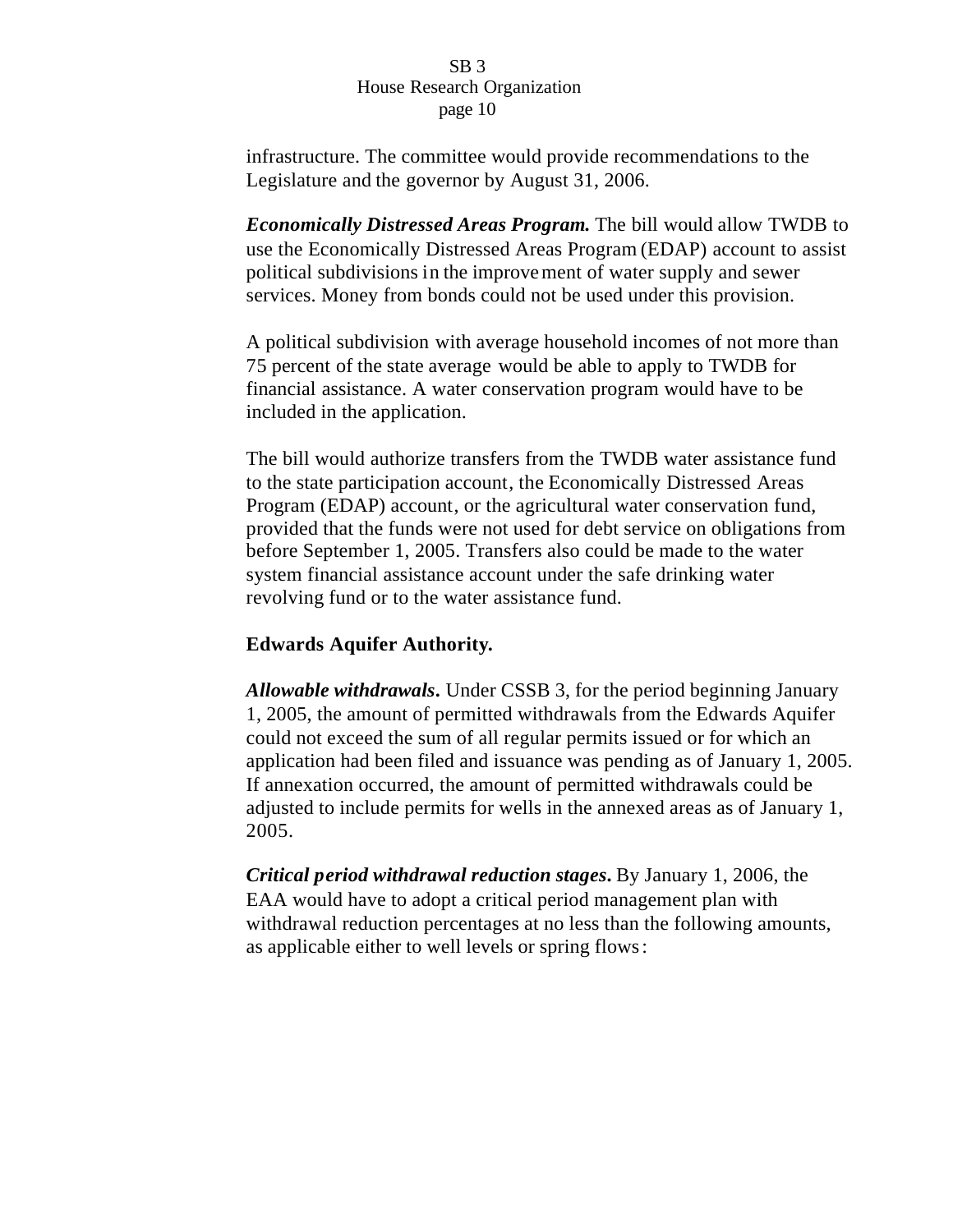infrastructure. The committee would provide recommendations to the Legislature and the governor by August 31, 2006.

***Economically Distressed Areas Program.*** The bill would allow TWDB to use the Economically Distressed Areas Program (EDAP) account to assist political subdivisions in the improvement of water supply and sewer services. Money from bonds could not be used under this provision.

A political subdivision with average household incomes of not more than 75 percent of the state average would be able to apply to TWDB for financial assistance. A water conservation program would have to be included in the application.

The bill would authorize transfers from the TWDB water assistance fund to the state participation account, the Economically Distressed Areas Program (EDAP) account, or the agricultural water conservation fund, provided that the funds were not used for debt service on obligations from before September 1, 2005. Transfers also could be made to the water system financial assistance account under the safe drinking water revolving fund or to the water assistance fund.

**Edwards Aquifer Authority.**

***Allowable withdrawals*.** Under CSSB 3, for the period beginning January 1, 2005, the amount of permitted withdrawals from the Edwards Aquifer could not exceed the sum of all regular permits issued or for which an application had been filed and issuance was pending as of January 1, 2005. If annexation occurred, the amount of permitted withdrawals could be adjusted to include permits for wells in the annexed areas as of January 1, 2005.

***Critical period withdrawal reduction stages*.** By January 1, 2006, the EAA would have to adopt a critical period management plan with withdrawal reduction percentages at no less than the following amounts, as applicable either to well levels or spring flows: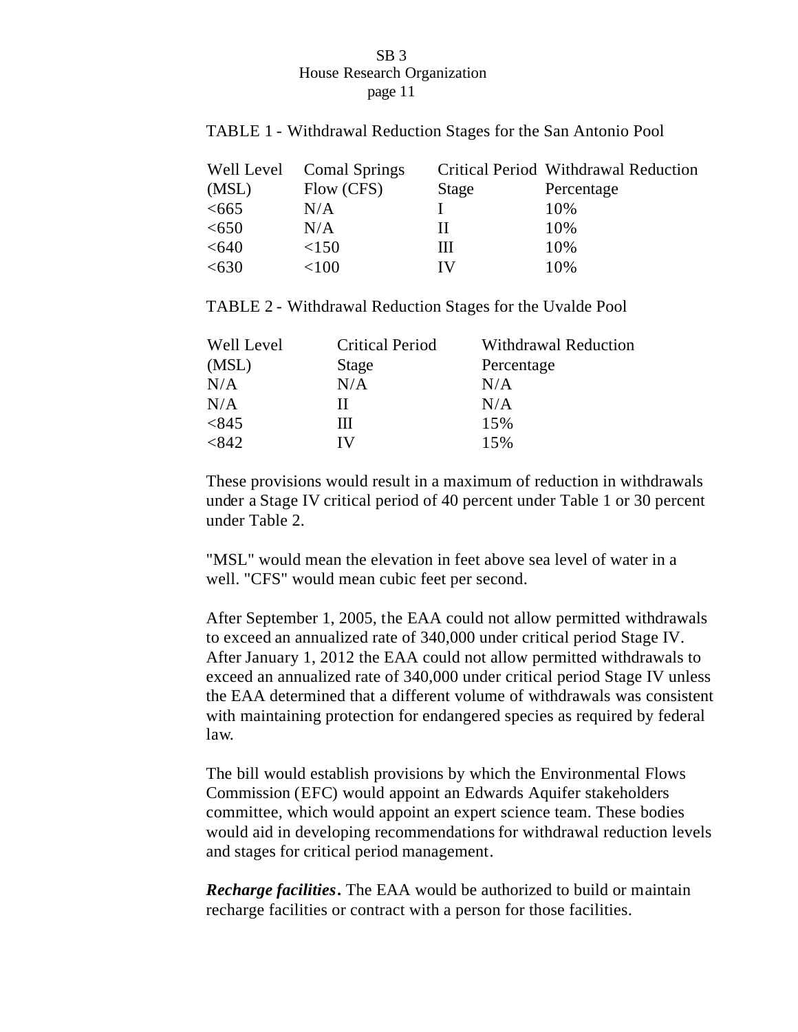TABLE 1 - Withdrawal Reduction Stages for the San Antonio Pool

| Well Level (MSL) | Comal Springs Flow (CFS) | Critical Period Stage | Withdrawal Reduction Percentage |
|---|---|---|---|
| <665 | N/A | I | 10% |
| <650 | N/A | II | 10% |
| <640 | <150 | III | 10% |
| <630 | <100 | IV | 10% |

TABLE 2 - Withdrawal Reduction Stages for the Uvalde Pool

| Well Level (MSL) | Critical Period Stage | Withdrawal Reduction Percentage |
|---|---|---|
| N/A | N/A | N/A |
| N/A | II | N/A |
| <845 | III | 15% |
| <842 | IV | 15% |

These provisions would result in a maximum of reduction in withdrawals under a Stage IV critical period of 40 percent under Table 1 or 30 percent under Table 2.

"MSL" would mean the elevation in feet above sea level of water in a well. "CFS" would mean cubic feet per second.

After September 1, 2005, the EAA could not allow permitted withdrawals to exceed an annualized rate of 340,000 under critical period Stage IV. After January 1, 2012 the EAA could not allow permitted withdrawals to exceed an annualized rate of 340,000 under critical period Stage IV unless the EAA determined that a different volume of withdrawals was consistent with maintaining protection for endangered species as required by federal law.

The bill would establish provisions by which the Environmental Flows Commission (EFC) would appoint an Edwards Aquifer stakeholders committee, which would appoint an expert science team. These bodies would aid in developing recommendations for withdrawal reduction levels and stages for critical period management.

***Recharge facilities.*** The EAA would be authorized to build or maintain recharge facilities or contract with a person for those facilities.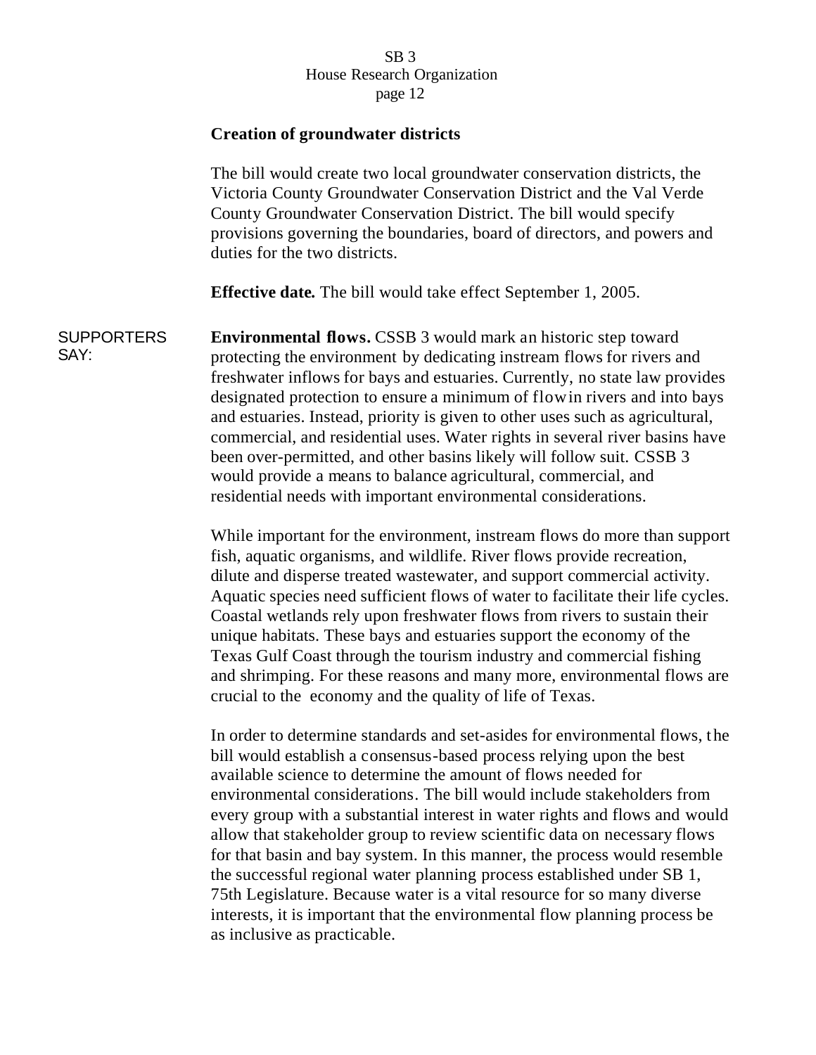**Creation of groundwater districts**

The bill would create two local groundwater conservation districts, the Victoria County Groundwater Conservation District and the Val Verde County Groundwater Conservation District. The bill would specify provisions governing the boundaries, board of directors, and powers and duties for the two districts.

**Effective date.** The bill would take effect September 1, 2005.

SUPPORTERS SAY:

**Environmental flows.** CSSB 3 would mark an historic step toward protecting the environment by dedicating instream flows for rivers and freshwater inflows for bays and estuaries. Currently, no state law provides designated protection to ensure a minimum of flow in rivers and into bays and estuaries. Instead, priority is given to other uses such as agricultural, commercial, and residential uses. Water rights in several river basins have been over-permitted, and other basins likely will follow suit. CSSB 3 would provide a means to balance agricultural, commercial, and residential needs with important environmental considerations.

While important for the environment, instream flows do more than support fish, aquatic organisms, and wildlife. River flows provide recreation, dilute and disperse treated wastewater, and support commercial activity. Aquatic species need sufficient flows of water to facilitate their life cycles. Coastal wetlands rely upon freshwater flows from rivers to sustain their unique habitats. These bays and estuaries support the economy of the Texas Gulf Coast through the tourism industry and commercial fishing and shrimping. For these reasons and many more, environmental flows are crucial to the economy and the quality of life of Texas.

In order to determine standards and set-asides for environmental flows, the bill would establish a consensus-based process relying upon the best available science to determine the amount of flows needed for environmental considerations. The bill would include stakeholders from every group with a substantial interest in water rights and flows and would allow that stakeholder group to review scientific data on necessary flows for that basin and bay system. In this manner, the process would resemble the successful regional water planning process established under SB 1, 75th Legislature. Because water is a vital resource for so many diverse interests, it is important that the environmental flow planning process be as inclusive as practicable.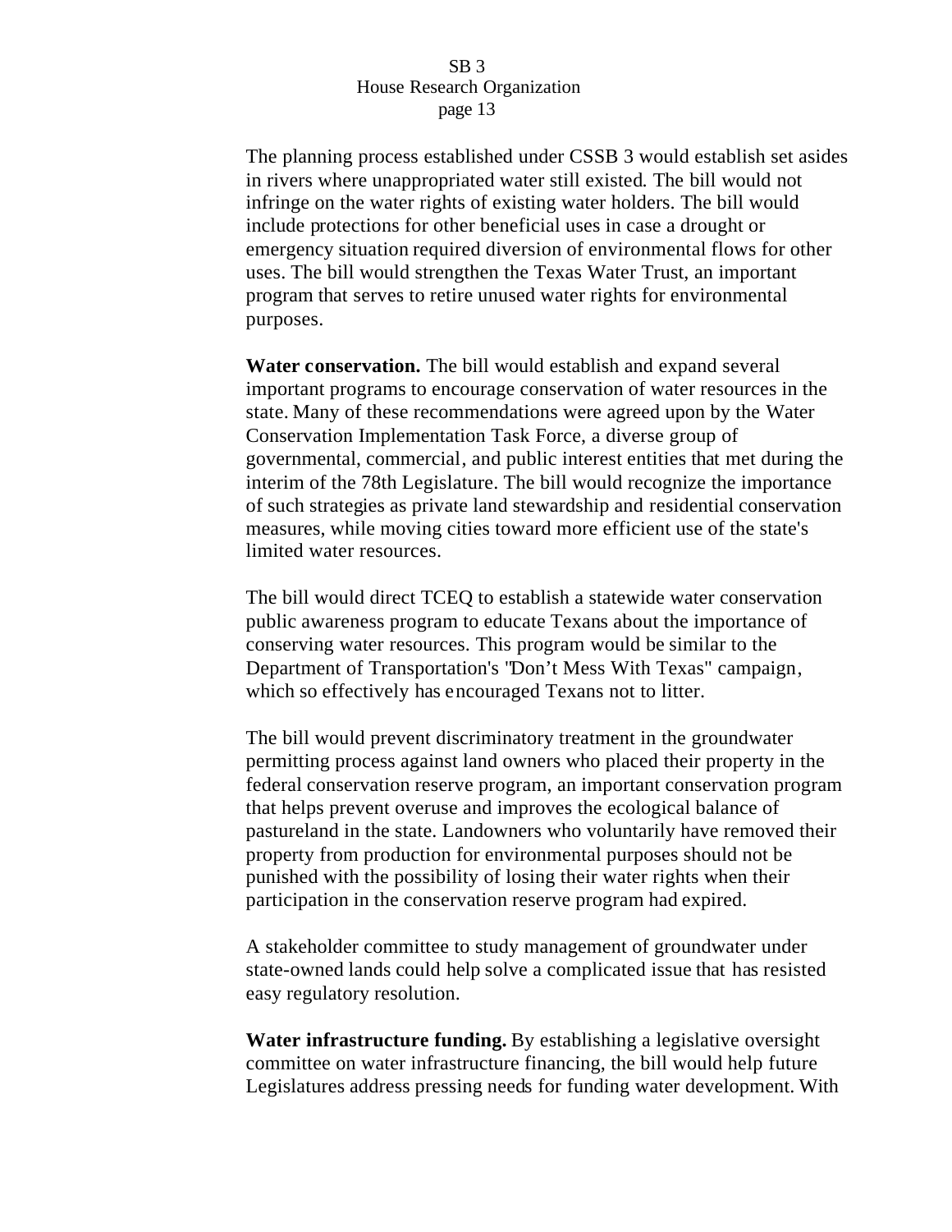The planning process established under CSSB 3 would establish set asides in rivers where unappropriated water still existed. The bill would not infringe on the water rights of existing water holders. The bill would include protections for other beneficial uses in case a drought or emergency situation required diversion of environmental flows for other uses. The bill would strengthen the Texas Water Trust, an important program that serves to retire unused water rights for environmental purposes.

**Water conservation.** The bill would establish and expand several important programs to encourage conservation of water resources in the state. Many of these recommendations were agreed upon by the Water Conservation Implementation Task Force, a diverse group of governmental, commercial, and public interest entities that met during the interim of the 78th Legislature. The bill would recognize the importance of such strategies as private land stewardship and residential conservation measures, while moving cities toward more efficient use of the state's limited water resources.

The bill would direct TCEQ to establish a statewide water conservation public awareness program to educate Texans about the importance of conserving water resources. This program would be similar to the Department of Transportation's "Don't Mess With Texas" campaign, which so effectively has encouraged Texans not to litter.

The bill would prevent discriminatory treatment in the groundwater permitting process against land owners who placed their property in the federal conservation reserve program, an important conservation program that helps prevent overuse and improves the ecological balance of pastureland in the state. Landowners who voluntarily have removed their property from production for environmental purposes should not be punished with the possibility of losing their water rights when their participation in the conservation reserve program had expired.

A stakeholder committee to study management of groundwater under state-owned lands could help solve a complicated issue that has resisted easy regulatory resolution.

**Water infrastructure funding.** By establishing a legislative oversight committee on water infrastructure financing, the bill would help future Legislatures address pressing needs for funding water development. With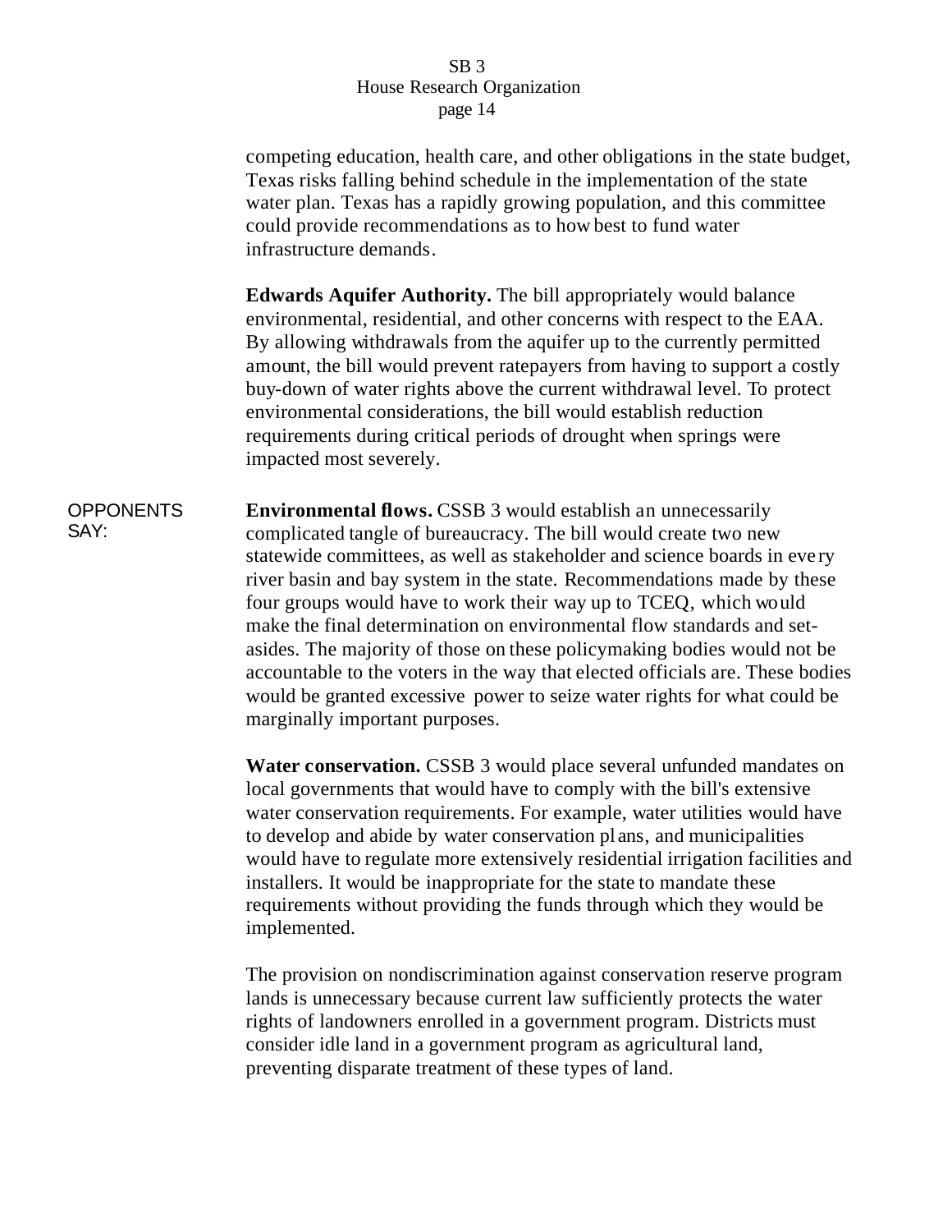competing education, health care, and other obligations in the state budget, Texas risks falling behind schedule in the implementation of the state water plan. Texas has a rapidly growing population, and this committee could provide recommendations as to how best to fund water infrastructure demands.

**Edwards Aquifer Authority.** The bill appropriately would balance environmental, residential, and other concerns with respect to the EAA. By allowing withdrawals from the aquifer up to the currently permitted amount, the bill would prevent ratepayers from having to support a costly buy-down of water rights above the current withdrawal level. To protect environmental considerations, the bill would establish reduction requirements during critical periods of drought when springs were impacted most severely.

OPPONENTS SAY:

**Environmental flows.** CSSB 3 would establish an unnecessarily complicated tangle of bureaucracy. The bill would create two new statewide committees, as well as stakeholder and science boards in every river basin and bay system in the state. Recommendations made by these four groups would have to work their way up to TCEQ, which would make the final determination on environmental flow standards and set-asides. The majority of those on these policymaking bodies would not be accountable to the voters in the way that elected officials are. These bodies would be granted excessive power to seize water rights for what could be marginally important purposes.

**Water conservation.** CSSB 3 would place several unfunded mandates on local governments that would have to comply with the bill's extensive water conservation requirements. For example, water utilities would have to develop and abide by water conservation plans, and municipalities would have to regulate more extensively residential irrigation facilities and installers. It would be inappropriate for the state to mandate these requirements without providing the funds through which they would be implemented.

The provision on nondiscrimination against conservation reserve program lands is unnecessary because current law sufficiently protects the water rights of landowners enrolled in a government program. Districts must consider idle land in a government program as agricultural land, preventing disparate treatment of these types of land.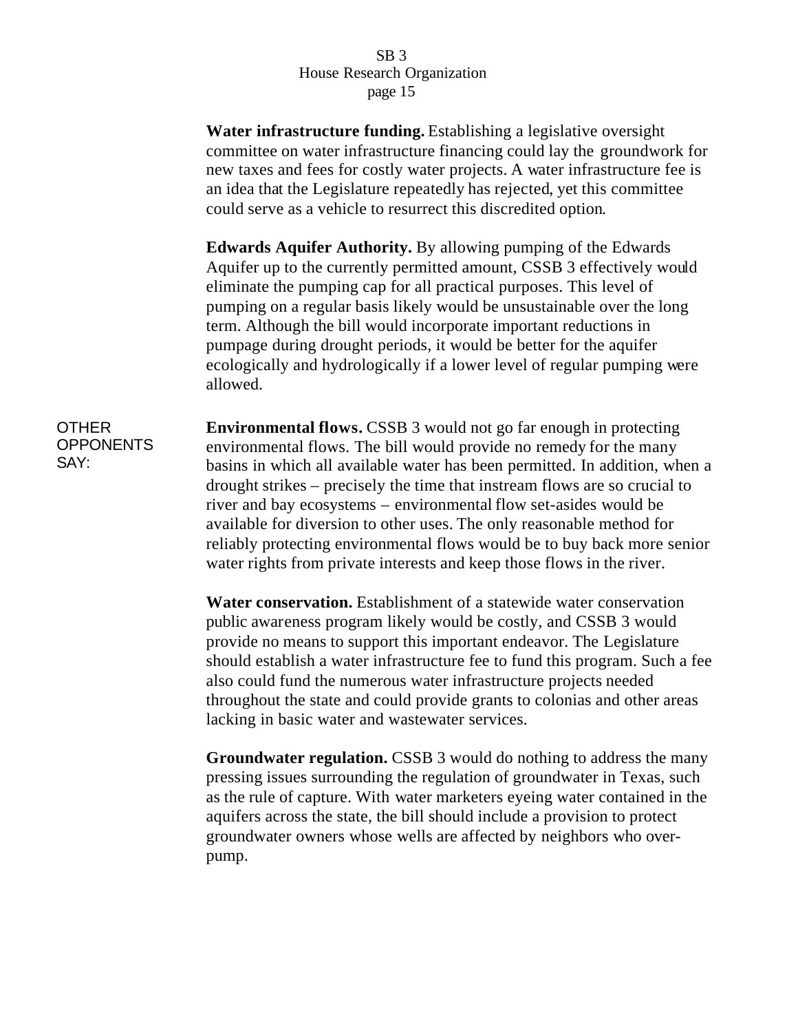**Water infrastructure funding.** Establishing a legislative oversight committee on water infrastructure financing could lay the groundwork for new taxes and fees for costly water projects. A water infrastructure fee is an idea that the Legislature repeatedly has rejected, yet this committee could serve as a vehicle to resurrect this discredited option.

**Edwards Aquifer Authority.** By allowing pumping of the Edwards Aquifer up to the currently permitted amount, CSSB 3 effectively would eliminate the pumping cap for all practical purposes. This level of pumping on a regular basis likely would be unsustainable over the long term. Although the bill would incorporate important reductions in pumpage during drought periods, it would be better for the aquifer ecologically and hydrologically if a lower level of regular pumping were allowed.

OTHER OPPONENTS SAY:

**Environmental flows.** CSSB 3 would not go far enough in protecting environmental flows. The bill would provide no remedy for the many basins in which all available water has been permitted. In addition, when a drought strikes – precisely the time that instream flows are so crucial to river and bay ecosystems – environmental flow set-asides would be available for diversion to other uses. The only reasonable method for reliably protecting environmental flows would be to buy back more senior water rights from private interests and keep those flows in the river.

**Water conservation.** Establishment of a statewide water conservation public awareness program likely would be costly, and CSSB 3 would provide no means to support this important endeavor. The Legislature should establish a water infrastructure fee to fund this program. Such a fee also could fund the numerous water infrastructure projects needed throughout the state and could provide grants to colonias and other areas lacking in basic water and wastewater services.

**Groundwater regulation.** CSSB 3 would do nothing to address the many pressing issues surrounding the regulation of groundwater in Texas, such as the rule of capture. With water marketers eyeing water contained in the aquifers across the state, the bill should include a provision to protect groundwater owners whose wells are affected by neighbors who over-pump.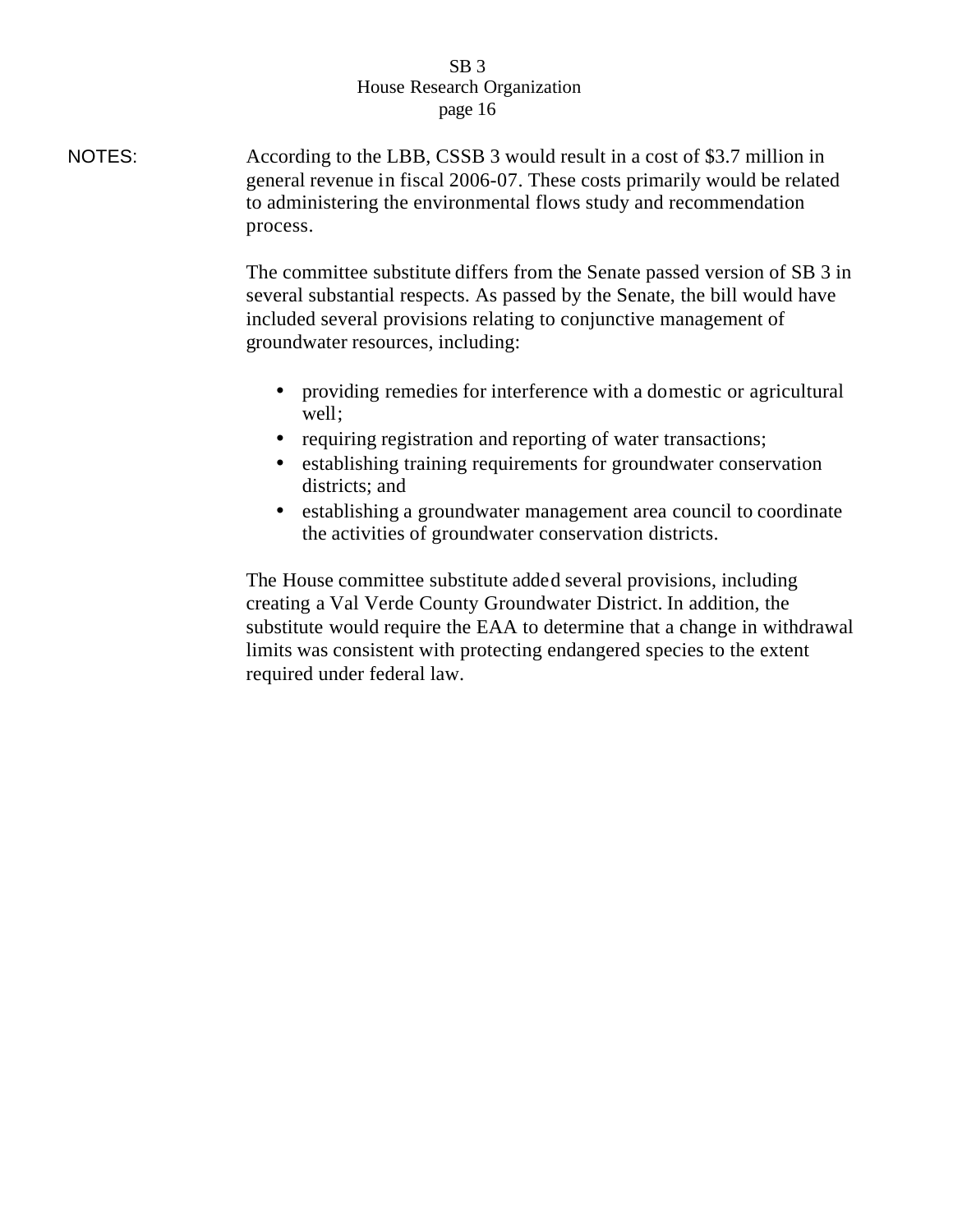NOTES:

According to the LBB, CSSB 3 would result in a cost of $3.7 million in general revenue in fiscal 2006-07. These costs primarily would be related to administering the environmental flows study and recommendation process.

The committee substitute differs from the Senate passed version of SB 3 in several substantial respects. As passed by the Senate, the bill would have included several provisions relating to conjunctive management of groundwater resources, including:

- providing remedies for interference with a domestic or agricultural well;
- requiring registration and reporting of water transactions;
- establishing training requirements for groundwater conservation districts; and
- establishing a groundwater management area council to coordinate the activities of groundwater conservation districts.

The House committee substitute added several provisions, including creating a Val Verde County Groundwater District. In addition, the substitute would require the EAA to determine that a change in withdrawal limits was consistent with protecting endangered species to the extent required under federal law.